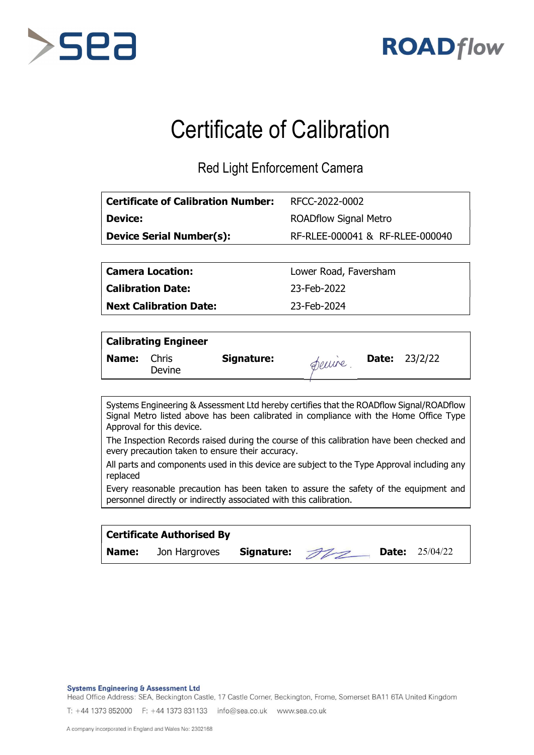# Certificate of Calibration

## Red Light Enforcement Camera

| | |
|---|---|
| **Certificate of Calibration Number:** | RFCC-2022-0002 |
| **Device:** | ROADflow Signal Metro |
| **Device Serial Number(s):** | RF-RLEE-000041 & RF-RLEE-000040 |

| | |
|---|---|
| **Camera Location:** | Lower Road, Faversham |
| **Calibration Date:** | 23-Feb-2022 |
| **Next Calibration Date:** | 23-Feb-2024 |

| **Calibrating Engineer** | | | | | |
|---|---|---|---|---|---|
| **Name:** | Chris Devine | **Signature:** | Devine. | **Date:** | 23/2/22 |

Systems Engineering & Assessment Ltd hereby certifies that the ROADflow Signal/ROADflow Signal Metro listed above has been calibrated in compliance with the Home Office Type Approval for this device.

The Inspection Records raised during the course of this calibration have been checked and every precaution taken to ensure their accuracy.

All parts and components used in this device are subject to the Type Approval including any replaced

Every reasonable precaution has been taken to assure the safety of the equipment and personnel directly or indirectly associated with this calibration.

| **Certificate Authorised By** | | | | | |
|---|---|---|---|---|---|
| **Name:** | Jon Hargroves | **Signature:** | | **Date:** | 25/04/22 |

**Systems Engineering & Assessment Ltd**
Head Office Address: SEA, Beckington Castle, 17 Castle Corner, Beckington, Frome, Somerset BA11 6TA United Kingdom

T: +44 1373 852000 F: +44 1373 831133 info@sea.co.uk www.sea.co.uk

A company incorporated in England and Wales No: 2302168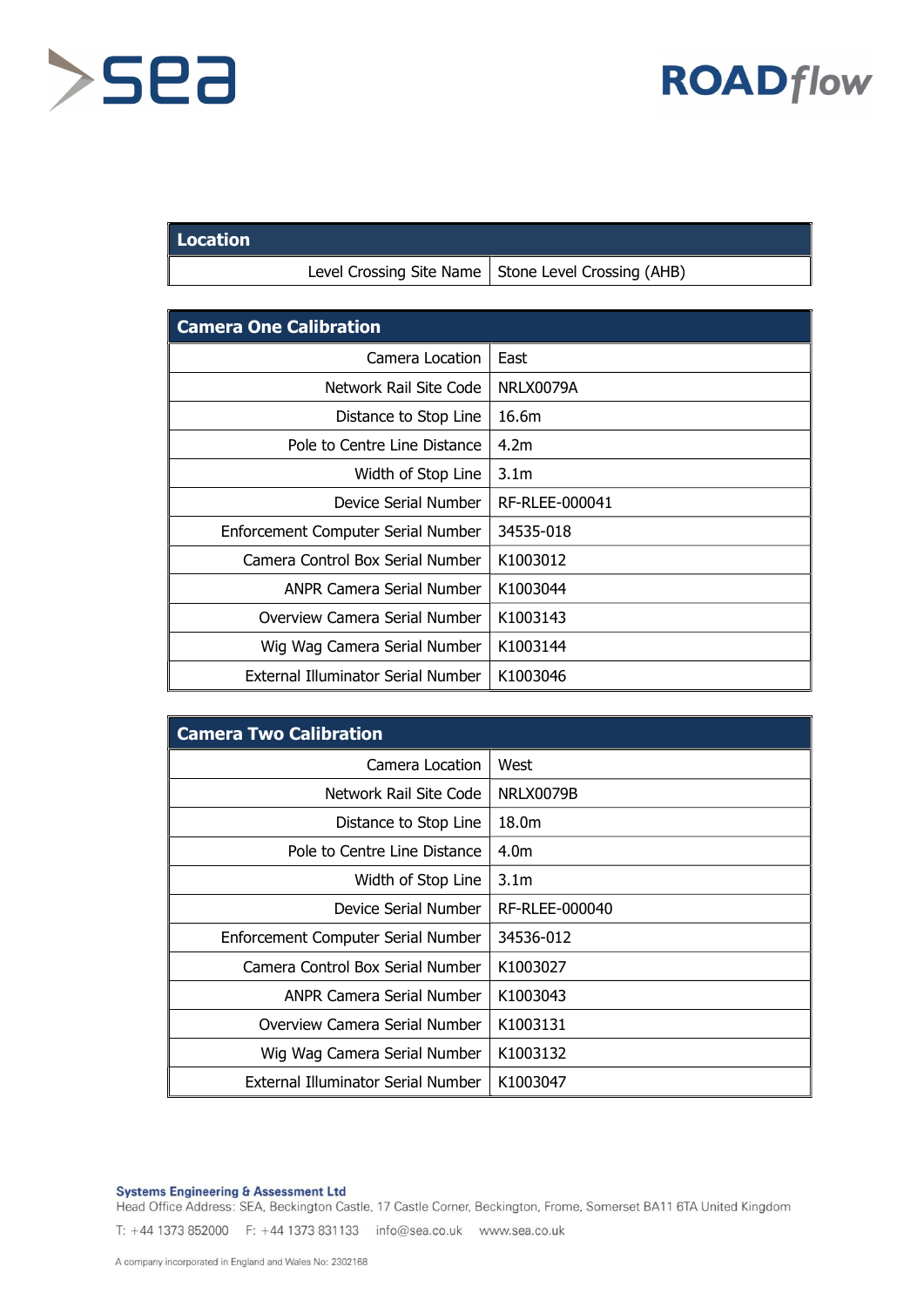| Location | |
|---|---|
| Level Crossing Site Name | Stone Level Crossing (AHB) |

| Camera One Calibration | |
|---|---|
| Camera Location | East |
| Network Rail Site Code | NRLX0079A |
| Distance to Stop Line | 16.6m |
| Pole to Centre Line Distance | 4.2m |
| Width of Stop Line | 3.1m |
| Device Serial Number | RF-RLEE-000041 |
| Enforcement Computer Serial Number | 34535-018 |
| Camera Control Box Serial Number | K1003012 |
| ANPR Camera Serial Number | K1003044 |
| Overview Camera Serial Number | K1003143 |
| Wig Wag Camera Serial Number | K1003144 |
| External Illuminator Serial Number | K1003046 |

| Camera Two Calibration | |
|---|---|
| Camera Location | West |
| Network Rail Site Code | NRLX0079B |
| Distance to Stop Line | 18.0m |
| Pole to Centre Line Distance | 4.0m |
| Width of Stop Line | 3.1m |
| Device Serial Number | RF-RLEE-000040 |
| Enforcement Computer Serial Number | 34536-012 |
| Camera Control Box Serial Number | K1003027 |
| ANPR Camera Serial Number | K1003043 |
| Overview Camera Serial Number | K1003131 |
| Wig Wag Camera Serial Number | K1003132 |
| External Illuminator Serial Number | K1003047 |

**Systems Engineering & Assessment Ltd**
Head Office Address: SEA, Beckington Castle, 17 Castle Corner, Beckington, Frome, Somerset BA11 6TA United Kingdom

T: +44 1373 852000  F: +44 1373 831133  info@sea.co.uk  www.sea.co.uk

A company incorporated in England and Wales No: 2302168